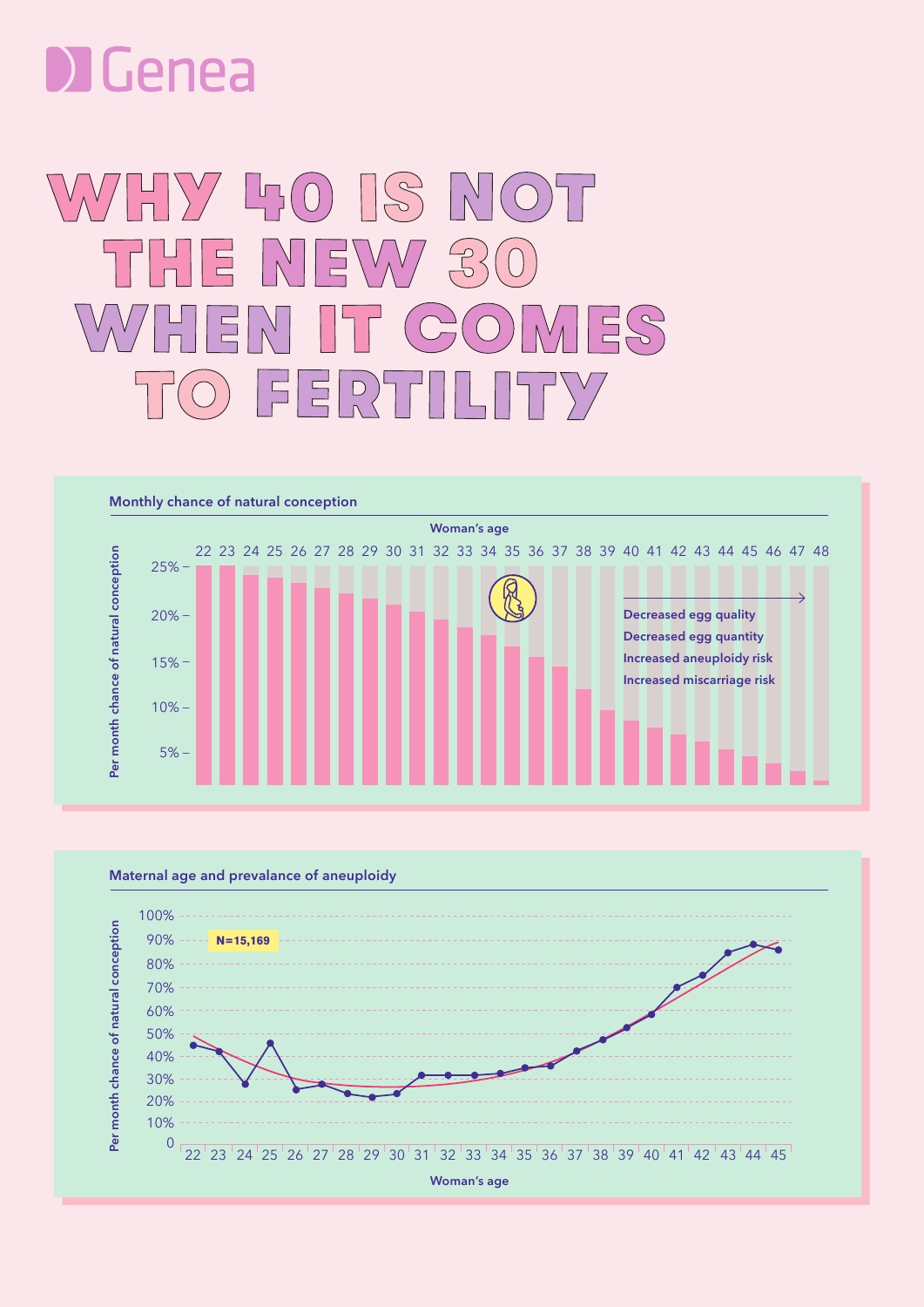Genea

# WHY 40 IS NOT THE NEW 30 WHEN IT COMES TO FERTILITY

## Monthly chance of natural conception

Woman's age

22 23 24 25 26 27 28 29 30 31 32 33 34 35 36 37 38 39 40 41 42 43 44 45 46 47 48

Per month chance of natural conception

25% – 20% – 15% – 10% – 5% –

- Decreased egg quality
- Decreased egg quantity
- Increased aneuploidy risk
- Increased miscarriage risk

## Maternal age and prevalance of aneuploidy

N=15,169

Per month chance of natural conception

100% 90% 80% 70% 60% 50% 40% 30% 20% 10% 0

22 23 24 25 26 27 28 29 30 31 32 33 34 35 36 37 38 39 40 41 42 43 44 45

Woman's age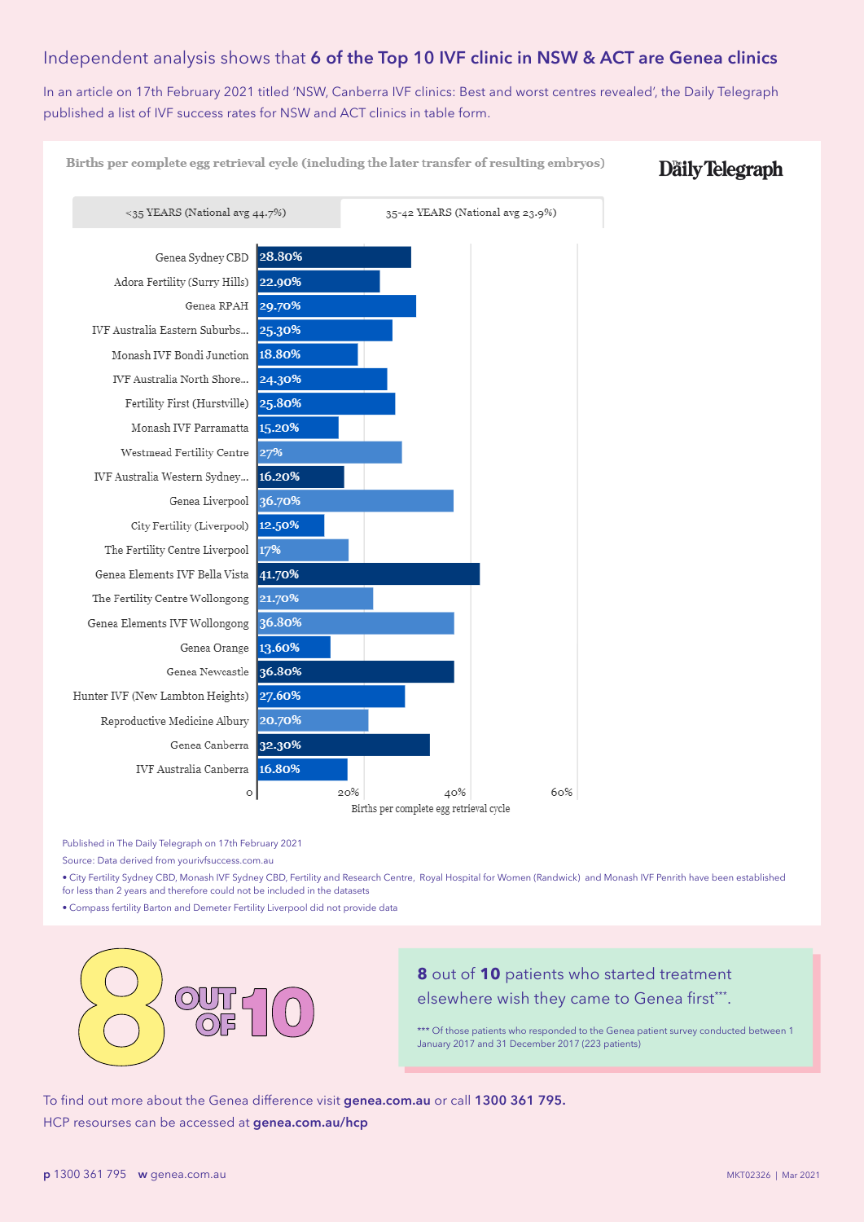## Independent analysis shows that **6 of the Top 10 IVF clinic in NSW & ACT are Genea clinics**

In an article on 17th February 2021 titled 'NSW, Canberra IVF clinics: Best and worst centres revealed', the Daily Telegraph published a list of IVF success rates for NSW and ACT clinics in table form.

Births per complete egg retrieval cycle (including the later transfer of resulting embryos)

Daily Telegraph

<35 YEARS (National avg 44.7%)

35-42 YEARS (National avg 23.9%)

Genea Sydney CBD 28.80%
Adora Fertility (Surry Hills) 22.90%
Genea RPAH 29.70%
IVF Australia Eastern Suburbs... 25.30%
Monash IVF Bondi Junction 18.80%
IVF Australia North Shore... 24.30%
Fertility First (Hurstville) 25.80%
Monash IVF Parramatta 15.20%
Westmead Fertility Centre 27%
IVF Australia Western Sydney... 16.20%
Genea Liverpool 36.70%
City Fertility (Liverpool) 12.50%
The Fertility Centre Liverpool 17%
Genea Elements IVF Bella Vista 41.70%
The Fertility Centre Wollongong 21.70%
Genea Elements IVF Wollongong 36.80%
Genea Orange 13.60%
Genea Newcastle 36.80%
Hunter IVF (New Lambton Heights) 27.60%
Reproductive Medicine Albury 20.70%
Genea Canberra 32.30%
IVF Australia Canberra 16.80%

0 20% 40% 60%

Births per complete egg retrieval cycle

Published in The Daily Telegraph on 17th February 2021

Source: Data derived from yourivfsuccess.com.au

- City Fertility Sydney CBD, Monash IVF Sydney CBD, Fertility and Research Centre, Royal Hospital for Women (Randwick) and Monash IVF Penrith have been established for less than 2 years and therefore could not be included in the datasets
- Compass fertility Barton and Demeter Fertility Liverpool did not provide data

8 OUT OF 10

**8** out of **10** patients who started treatment elsewhere wish they came to Genea first***.

*** Of those patients who responded to the Genea patient survey conducted between 1 January 2017 and 31 December 2017 (223 patients)

To find out more about the Genea difference visit **genea.com.au** or call **1300 361 795.**
HCP resourses can be accessed at **genea.com.au/hcp**

**p** 1300 361 795 **w** genea.com.au

MKT02326 | Mar 2021